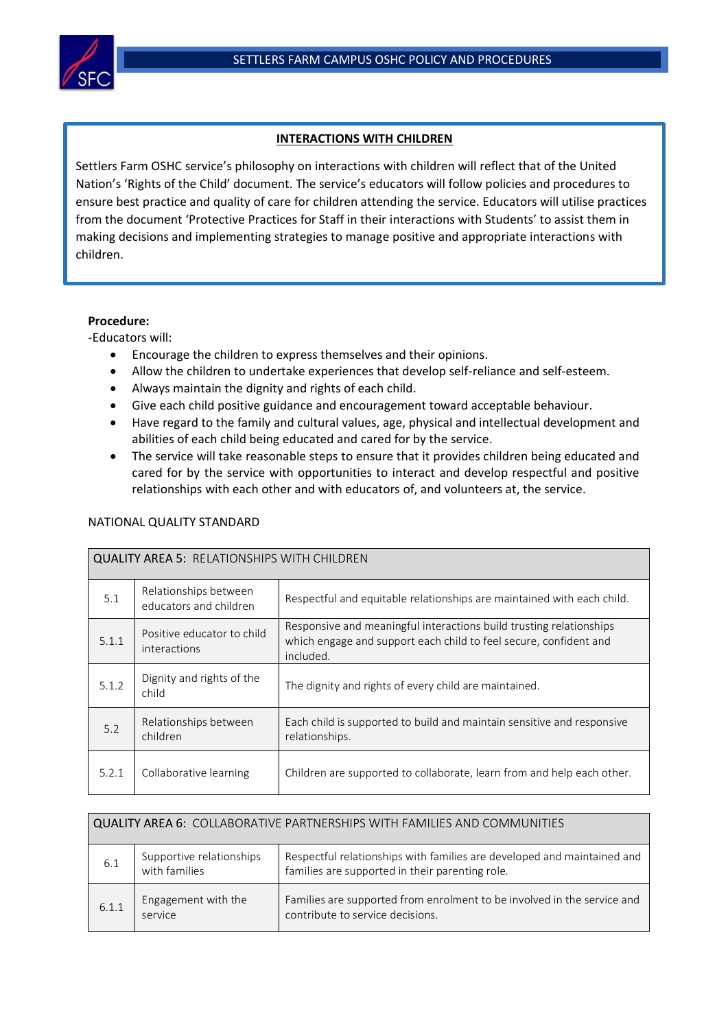## INTERACTIONS WITH CHILDREN

Settlers Farm OSHC service's philosophy on interactions with children will reflect that of the United Nation's 'Rights of the Child' document. The service's educators will follow policies and procedures to ensure best practice and quality of care for children attending the service. Educators will utilise practices from the document 'Protective Practices for Staff in their interactions with Students' to assist them in making decisions and implementing strategies to manage positive and appropriate interactions with children.

**Procedure:**

-Educators will:

- Encourage the children to express themselves and their opinions.
- Allow the children to undertake experiences that develop self-reliance and self-esteem.
- Always maintain the dignity and rights of each child.
- Give each child positive guidance and encouragement toward acceptable behaviour.
- Have regard to the family and cultural values, age, physical and intellectual development and abilities of each child being educated and cared for by the service.
- The service will take reasonable steps to ensure that it provides children being educated and cared for by the service with opportunities to interact and develop respectful and positive relationships with each other and with educators of, and volunteers at, the service.

NATIONAL QUALITY STANDARD

| QUALITY AREA 5: RELATIONSHIPS WITH CHILDREN | | |
|---|---|---|
| 5.1 | Relationships between educators and children | Respectful and equitable relationships are maintained with each child. |
| 5.1.1 | Positive educator to child interactions | Responsive and meaningful interactions build trusting relationships which engage and support each child to feel secure, confident and included. |
| 5.1.2 | Dignity and rights of the child | The dignity and rights of every child are maintained. |
| 5.2 | Relationships between children | Each child is supported to build and maintain sensitive and responsive relationships. |
| 5.2.1 | Collaborative learning | Children are supported to collaborate, learn from and help each other. |

| QUALITY AREA 6: COLLABORATIVE PARTNERSHIPS WITH FAMILIES AND COMMUNITIES | | |
|---|---|---|
| 6.1 | Supportive relationships with families | Respectful relationships with families are developed and maintained and families are supported in their parenting role. |
| 6.1.1 | Engagement with the service | Families are supported from enrolment to be involved in the service and contribute to service decisions. |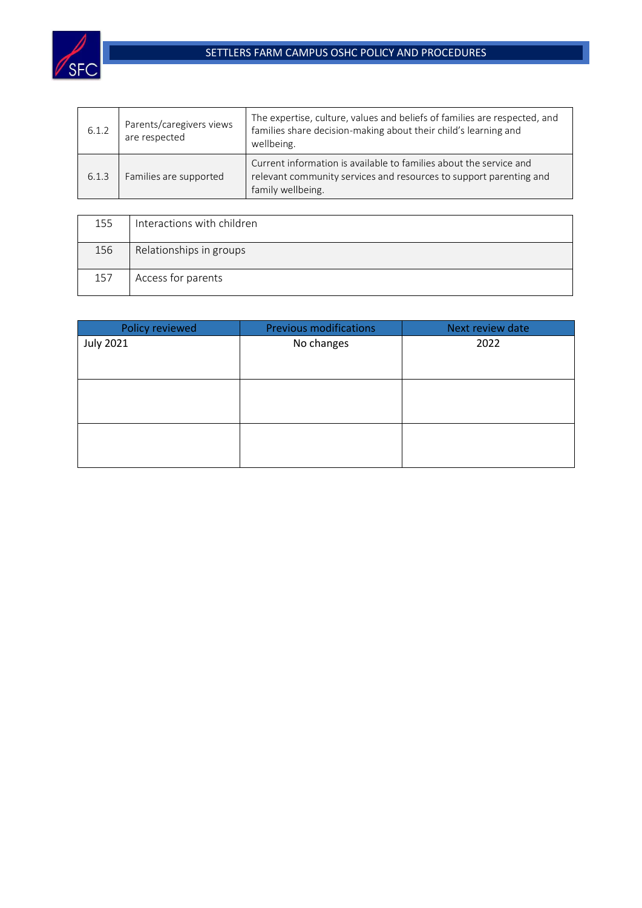| | | |
|---|---|---|
| 6.1.2 | Parents/caregivers views are respected | The expertise, culture, values and beliefs of families are respected, and families share decision-making about their child's learning and wellbeing. |
| 6.1.3 | Families are supported | Current information is available to families about the service and relevant community services and resources to support parenting and family wellbeing. |

| | |
|---|---|
| 155 | Interactions with children |
| 156 | Relationships in groups |
| 157 | Access for parents |

| Policy reviewed | Previous modifications | Next review date |
|---|---|---|
| July 2021 | No changes | 2022 |
| | | |
| | | |